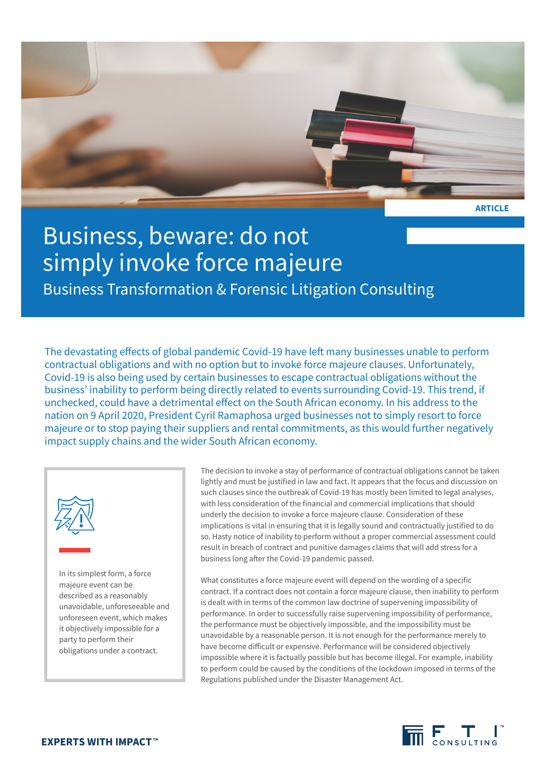ARTICLE

# Business, beware: do not simply invoke force majeure

## Business Transformation & Forensic Litigation Consulting

The devastating effects of global pandemic Covid-19 have left many businesses unable to perform contractual obligations and with no option but to invoke force majeure clauses. Unfortunately, Covid-19 is also being used by certain businesses to escape contractual obligations without the business' inability to perform being directly related to events surrounding Covid-19. This trend, if unchecked, could have a detrimental effect on the South African economy. In his address to the nation on 9 April 2020, President Cyril Ramaphosa urged businesses not to simply resort to force majeure or to stop paying their suppliers and rental commitments, as this would further negatively impact supply chains and the wider South African economy.

> In its simplest form, a force majeure event can be described as a reasonably unavoidable, unforeseeable and unforeseen event, which makes it objectively impossible for a party to perform their obligations under a contract.

The decision to invoke a stay of performance of contractual obligations cannot be taken lightly and must be justified in law and fact. It appears that the focus and discussion on such clauses since the outbreak of Covid-19 has mostly been limited to legal analyses, with less consideration of the financial and commercial implications that should underly the decision to invoke a force majeure clause. Consideration of these implications is vital in ensuring that it is legally sound and contractually justified to do so. Hasty notice of inability to perform without a proper commercial assessment could result in breach of contract and punitive damages claims that will add stress for a business long after the Covid-19 pandemic passed.

What constitutes a force majeure event will depend on the wording of a specific contract. If a contract does not contain a force majeure clause, then inability to perform is dealt with in terms of the common law doctrine of supervening impossibility of performance. In order to successfully raise supervening impossibility of performance, the performance must be objectively impossible, and the impossibility must be unavoidable by a reasonable person. It is not enough for the performance merely to have become difficult or expensive. Performance will be considered objectively impossible where it is factually possible but has become illegal. For example, inability to perform could be caused by the conditions of the lockdown imposed in terms of the Regulations published under the Disaster Management Act.

EXPERTS WITH IMPACT™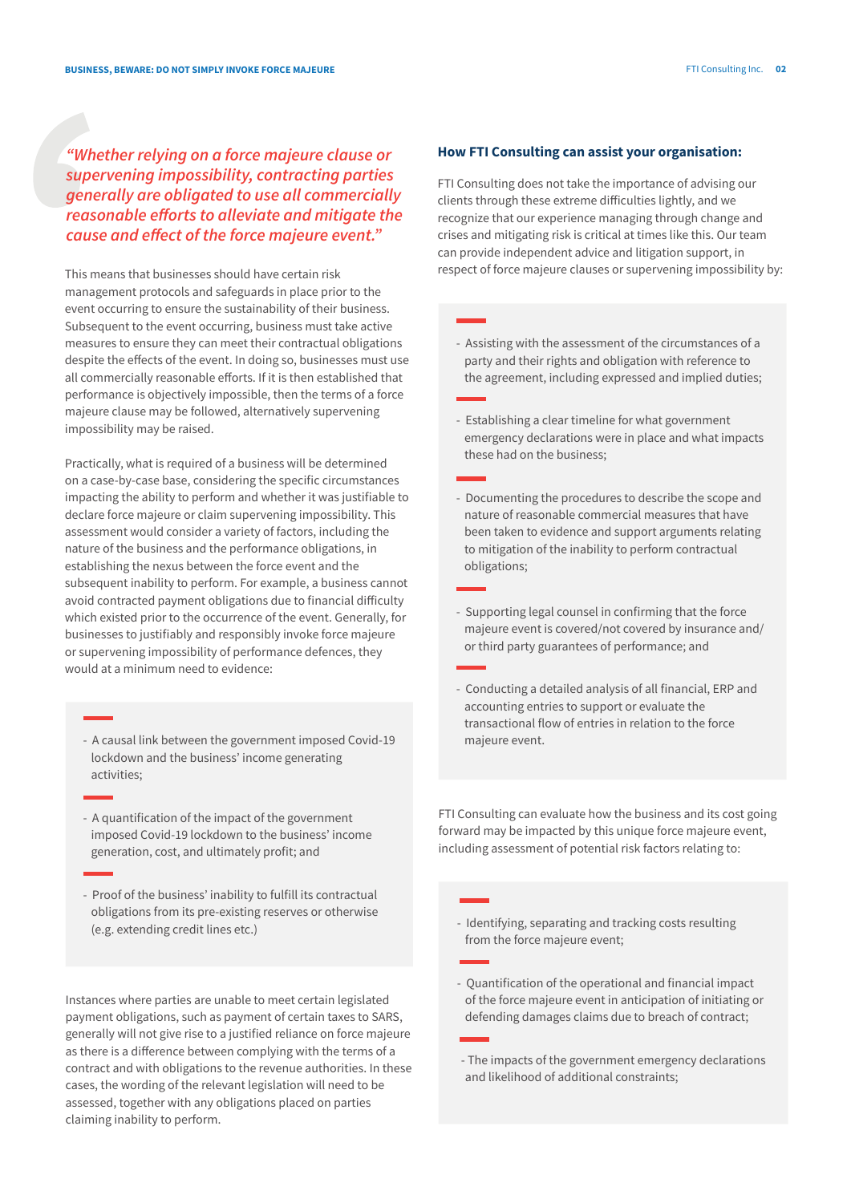*"Whether relying on a force majeure clause or supervening impossibility, contracting parties generally are obligated to use all commercially reasonable efforts to alleviate and mitigate the cause and effect of the force majeure event."*

This means that businesses should have certain risk management protocols and safeguards in place prior to the event occurring to ensure the sustainability of their business. Subsequent to the event occurring, business must take active measures to ensure they can meet their contractual obligations despite the effects of the event. In doing so, businesses must use all commercially reasonable efforts. If it is then established that performance is objectively impossible, then the terms of a force majeure clause may be followed, alternatively supervening impossibility may be raised.

Practically, what is required of a business will be determined on a case-by-case base, considering the specific circumstances impacting the ability to perform and whether it was justifiable to declare force majeure or claim supervening impossibility. This assessment would consider a variety of factors, including the nature of the business and the performance obligations, in establishing the nexus between the force event and the subsequent inability to perform. For example, a business cannot avoid contracted payment obligations due to financial difficulty which existed prior to the occurrence of the event. Generally, for businesses to justifiably and responsibly invoke force majeure or supervening impossibility of performance defences, they would at a minimum need to evidence:

- A causal link between the government imposed Covid-19 lockdown and the business' income generating activities;
- A quantification of the impact of the government imposed Covid-19 lockdown to the business' income generation, cost, and ultimately profit; and
- Proof of the business' inability to fulfill its contractual obligations from its pre-existing reserves or otherwise (e.g. extending credit lines etc.)

Instances where parties are unable to meet certain legislated payment obligations, such as payment of certain taxes to SARS, generally will not give rise to a justified reliance on force majeure as there is a difference between complying with the terms of a contract and with obligations to the revenue authorities. In these cases, the wording of the relevant legislation will need to be assessed, together with any obligations placed on parties claiming inability to perform.

### How FTI Consulting can assist your organisation:

FTI Consulting does not take the importance of advising our clients through these extreme difficulties lightly, and we recognize that our experience managing through change and crises and mitigating risk is critical at times like this. Our team can provide independent advice and litigation support, in respect of force majeure clauses or supervening impossibility by:

- Assisting with the assessment of the circumstances of a party and their rights and obligation with reference to the agreement, including expressed and implied duties;
- Establishing a clear timeline for what government emergency declarations were in place and what impacts these had on the business;
- Documenting the procedures to describe the scope and nature of reasonable commercial measures that have been taken to evidence and support arguments relating to mitigation of the inability to perform contractual obligations;
- Supporting legal counsel in confirming that the force majeure event is covered/not covered by insurance and/ or third party guarantees of performance; and
- Conducting a detailed analysis of all financial, ERP and accounting entries to support or evaluate the transactional flow of entries in relation to the force majeure event.

FTI Consulting can evaluate how the business and its cost going forward may be impacted by this unique force majeure event, including assessment of potential risk factors relating to:

- Identifying, separating and tracking costs resulting from the force majeure event;
- Quantification of the operational and financial impact of the force majeure event in anticipation of initiating or defending damages claims due to breach of contract;
- The impacts of the government emergency declarations and likelihood of additional constraints;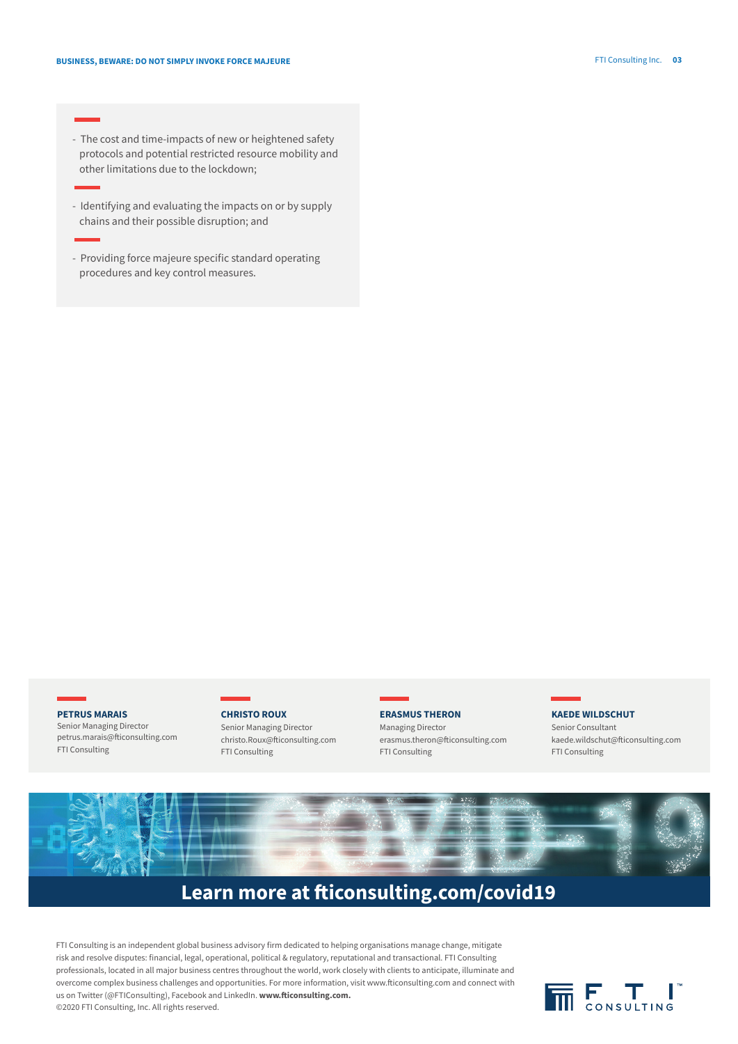- The cost and time-impacts of new or heightened safety protocols and potential restricted resource mobility and other limitations due to the lockdown;
- Identifying and evaluating the impacts on or by supply chains and their possible disruption; and
- Providing force majeure specific standard operating procedures and key control measures.

**PETRUS MARAIS**
Senior Managing Director
petrus.marais@fticonsulting.com
FTI Consulting

**CHRISTO ROUX**
Senior Managing Director
christo.Roux@fticonsulting.com
FTI Consulting

**ERASMUS THERON**
Managing Director
erasmus.theron@fticonsulting.com
FTI Consulting

**KAEDE WILDSCHUT**
Senior Consultant
kaede.wildschut@fticonsulting.com
FTI Consulting

**Learn more at fticonsulting.com/covid19**

FTI Consulting is an independent global business advisory firm dedicated to helping organisations manage change, mitigate risk and resolve disputes: financial, legal, operational, political & regulatory, reputational and transactional. FTI Consulting professionals, located in all major business centres throughout the world, work closely with clients to anticipate, illuminate and overcome complex business challenges and opportunities. For more information, visit www.fticonsulting.com and connect with us on Twitter (@FTIConsulting), Facebook and LinkedIn. **www.fticonsulting.com.**
©2020 FTI Consulting, Inc. All rights reserved.